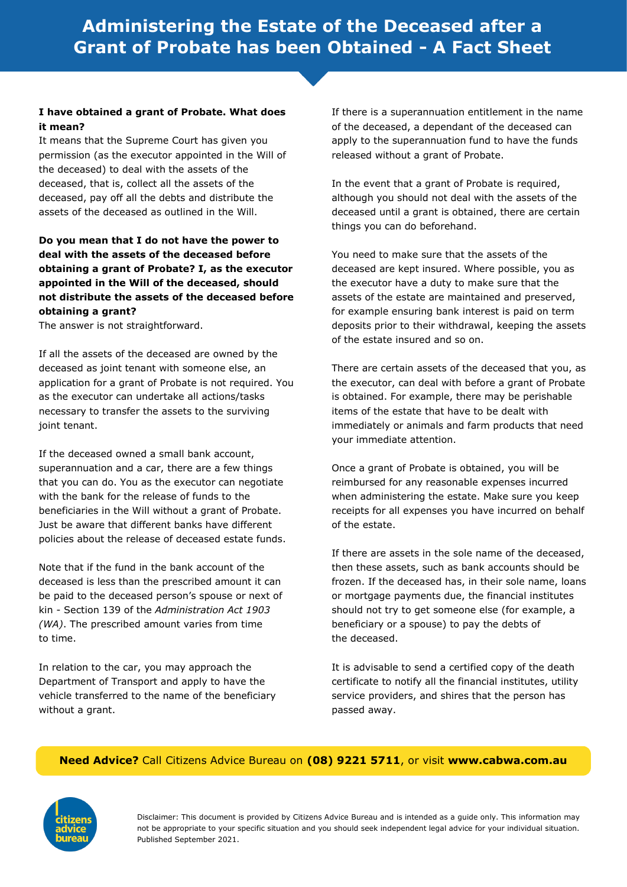# Administering the Estate of the Deceased after a Grant of Probate has been Obtained - A Fact Sheet

**I have obtained a grant of Probate. What does it mean?**

It means that the Supreme Court has given you permission (as the executor appointed in the Will of the deceased) to deal with the assets of the deceased, that is, collect all the assets of the deceased, pay off all the debts and distribute the assets of the deceased as outlined in the Will.

**Do you mean that I do not have the power to deal with the assets of the deceased before obtaining a grant of Probate? I, as the executor appointed in the Will of the deceased, should not distribute the assets of the deceased before obtaining a grant?**

The answer is not straightforward.

If all the assets of the deceased are owned by the deceased as joint tenant with someone else, an application for a grant of Probate is not required. You as the executor can undertake all actions/tasks necessary to transfer the assets to the surviving joint tenant.

If the deceased owned a small bank account, superannuation and a car, there are a few things that you can do. You as the executor can negotiate with the bank for the release of funds to the beneficiaries in the Will without a grant of Probate. Just be aware that different banks have different policies about the release of deceased estate funds.

Note that if the fund in the bank account of the deceased is less than the prescribed amount it can be paid to the deceased person's spouse or next of kin - Section 139 of the *Administration Act 1903 (WA)*. The prescribed amount varies from time to time.

In relation to the car, you may approach the Department of Transport and apply to have the vehicle transferred to the name of the beneficiary without a grant.

If there is a superannuation entitlement in the name of the deceased, a dependant of the deceased can apply to the superannuation fund to have the funds released without a grant of Probate.

In the event that a grant of Probate is required, although you should not deal with the assets of the deceased until a grant is obtained, there are certain things you can do beforehand.

You need to make sure that the assets of the deceased are kept insured. Where possible, you as the executor have a duty to make sure that the assets of the estate are maintained and preserved, for example ensuring bank interest is paid on term deposits prior to their withdrawal, keeping the assets of the estate insured and so on.

There are certain assets of the deceased that you, as the executor, can deal with before a grant of Probate is obtained. For example, there may be perishable items of the estate that have to be dealt with immediately or animals and farm products that need your immediate attention.

Once a grant of Probate is obtained, you will be reimbursed for any reasonable expenses incurred when administering the estate. Make sure you keep receipts for all expenses you have incurred on behalf of the estate.

If there are assets in the sole name of the deceased, then these assets, such as bank accounts should be frozen. If the deceased has, in their sole name, loans or mortgage payments due, the financial institutes should not try to get someone else (for example, a beneficiary or a spouse) to pay the debts of the deceased.

It is advisable to send a certified copy of the death certificate to notify all the financial institutes, utility service providers, and shires that the person has passed away.

**Need Advice?** Call Citizens Advice Bureau on **(08) 9221 5711**, or visit **www.cabwa.com.au**

Disclaimer: This document is provided by Citizens Advice Bureau and is intended as a guide only. This information may not be appropriate to your specific situation and you should seek independent legal advice for your individual situation. Published September 2021.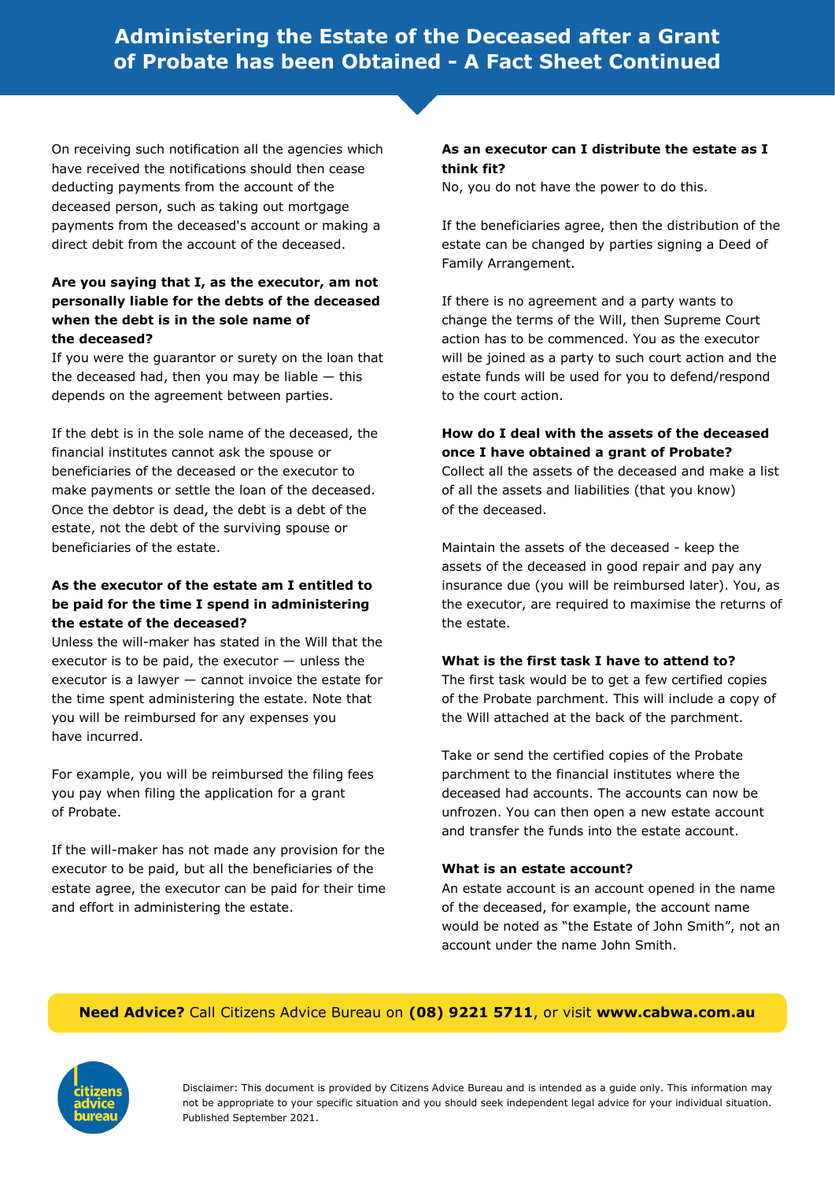On receiving such notification all the agencies which have received the notifications should then cease deducting payments from the account of the deceased person, such as taking out mortgage payments from the deceased's account or making a direct debit from the account of the deceased.

**Are you saying that I, as the executor, am not personally liable for the debts of the deceased when the debt is in the sole name of the deceased?**

If you were the guarantor or surety on the loan that the deceased had, then you may be liable — this depends on the agreement between parties.

If the debt is in the sole name of the deceased, the financial institutes cannot ask the spouse or beneficiaries of the deceased or the executor to make payments or settle the loan of the deceased. Once the debtor is dead, the debt is a debt of the estate, not the debt of the surviving spouse or beneficiaries of the estate.

**As the executor of the estate am I entitled to be paid for the time I spend in administering the estate of the deceased?**

Unless the will-maker has stated in the Will that the executor is to be paid, the executor — unless the executor is a lawyer — cannot invoice the estate for the time spent administering the estate. Note that you will be reimbursed for any expenses you have incurred.

For example, you will be reimbursed the filing fees you pay when filing the application for a grant of Probate.

If the will-maker has not made any provision for the executor to be paid, but all the beneficiaries of the estate agree, the executor can be paid for their time and effort in administering the estate.

**As an executor can I distribute the estate as I think fit?**

No, you do not have the power to do this.

If the beneficiaries agree, then the distribution of the estate can be changed by parties signing a Deed of Family Arrangement.

If there is no agreement and a party wants to change the terms of the Will, then Supreme Court action has to be commenced. You as the executor will be joined as a party to such court action and the estate funds will be used for you to defend/respond to the court action.

**How do I deal with the assets of the deceased once I have obtained a grant of Probate?**

Collect all the assets of the deceased and make a list of all the assets and liabilities (that you know) of the deceased.

Maintain the assets of the deceased - keep the assets of the deceased in good repair and pay any insurance due (you will be reimbursed later). You, as the executor, are required to maximise the returns of the estate.

**What is the first task I have to attend to?**

The first task would be to get a few certified copies of the Probate parchment. This will include a copy of the Will attached at the back of the parchment.

Take or send the certified copies of the Probate parchment to the financial institutes where the deceased had accounts. The accounts can now be unfrozen. You can then open a new estate account and transfer the funds into the estate account.

**What is an estate account?**

An estate account is an account opened in the name of the deceased, for example, the account name would be noted as "the Estate of John Smith", not an account under the name John Smith.

**Need Advice?** Call Citizens Advice Bureau on **(08) 9221 5711**, or visit **www.cabwa.com.au**

Disclaimer: This document is provided by Citizens Advice Bureau and is intended as a guide only. This information may not be appropriate to your specific situation and you should seek independent legal advice for your individual situation. Published September 2021.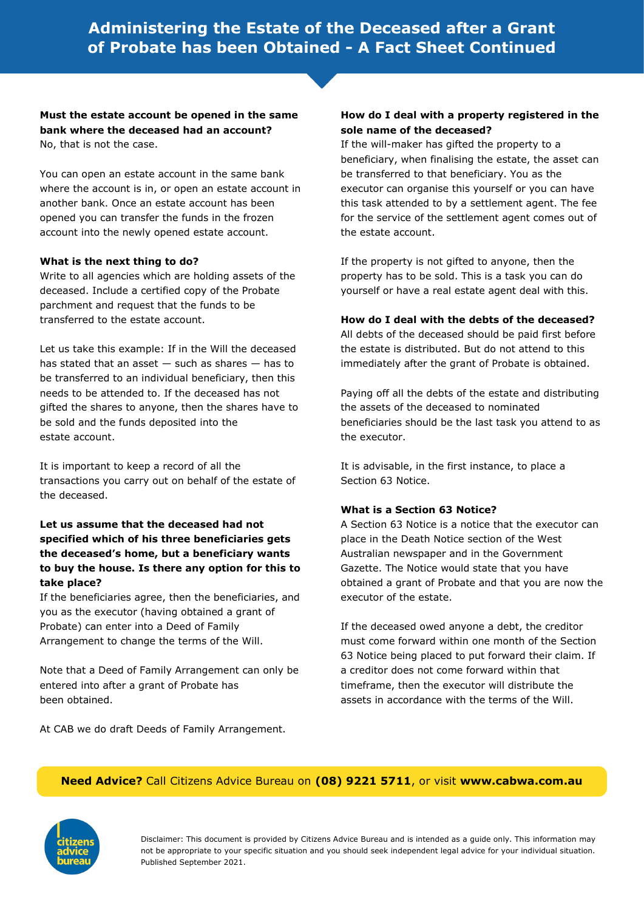# Administering the Estate of the Deceased after a Grant of Probate has been Obtained - A Fact Sheet Continued

**Must the estate account be opened in the same bank where the deceased had an account?**
No, that is not the case.

You can open an estate account in the same bank where the account is in, or open an estate account in another bank. Once an estate account has been opened you can transfer the funds in the frozen account into the newly opened estate account.

**What is the next thing to do?**
Write to all agencies which are holding assets of the deceased. Include a certified copy of the Probate parchment and request that the funds to be transferred to the estate account.

Let us take this example: If in the Will the deceased has stated that an asset — such as shares — has to be transferred to an individual beneficiary, then this needs to be attended to. If the deceased has not gifted the shares to anyone, then the shares have to be sold and the funds deposited into the estate account.

It is important to keep a record of all the transactions you carry out on behalf of the estate of the deceased.

**Let us assume that the deceased had not specified which of his three beneficiaries gets the deceased's home, but a beneficiary wants to buy the house. Is there any option for this to take place?**
If the beneficiaries agree, then the beneficiaries, and you as the executor (having obtained a grant of Probate) can enter into a Deed of Family Arrangement to change the terms of the Will.

Note that a Deed of Family Arrangement can only be entered into after a grant of Probate has been obtained.

At CAB we do draft Deeds of Family Arrangement.

**How do I deal with a property registered in the sole name of the deceased?**
If the will-maker has gifted the property to a beneficiary, when finalising the estate, the asset can be transferred to that beneficiary. You as the executor can organise this yourself or you can have this task attended to by a settlement agent. The fee for the service of the settlement agent comes out of the estate account.

If the property is not gifted to anyone, then the property has to be sold. This is a task you can do yourself or have a real estate agent deal with this.

**How do I deal with the debts of the deceased?**
All debts of the deceased should be paid first before the estate is distributed. But do not attend to this immediately after the grant of Probate is obtained.

Paying off all the debts of the estate and distributing the assets of the deceased to nominated beneficiaries should be the last task you attend to as the executor.

It is advisable, in the first instance, to place a Section 63 Notice.

**What is a Section 63 Notice?**
A Section 63 Notice is a notice that the executor can place in the Death Notice section of the West Australian newspaper and in the Government Gazette. The Notice would state that you have obtained a grant of Probate and that you are now the executor of the estate.

If the deceased owed anyone a debt, the creditor must come forward within one month of the Section 63 Notice being placed to put forward their claim. If a creditor does not come forward within that timeframe, then the executor will distribute the assets in accordance with the terms of the Will.

**Need Advice?** Call Citizens Advice Bureau on **(08) 9221 5711**, or visit **www.cabwa.com.au**

Disclaimer: This document is provided by Citizens Advice Bureau and is intended as a guide only. This information may not be appropriate to your specific situation and you should seek independent legal advice for your individual situation. Published September 2021.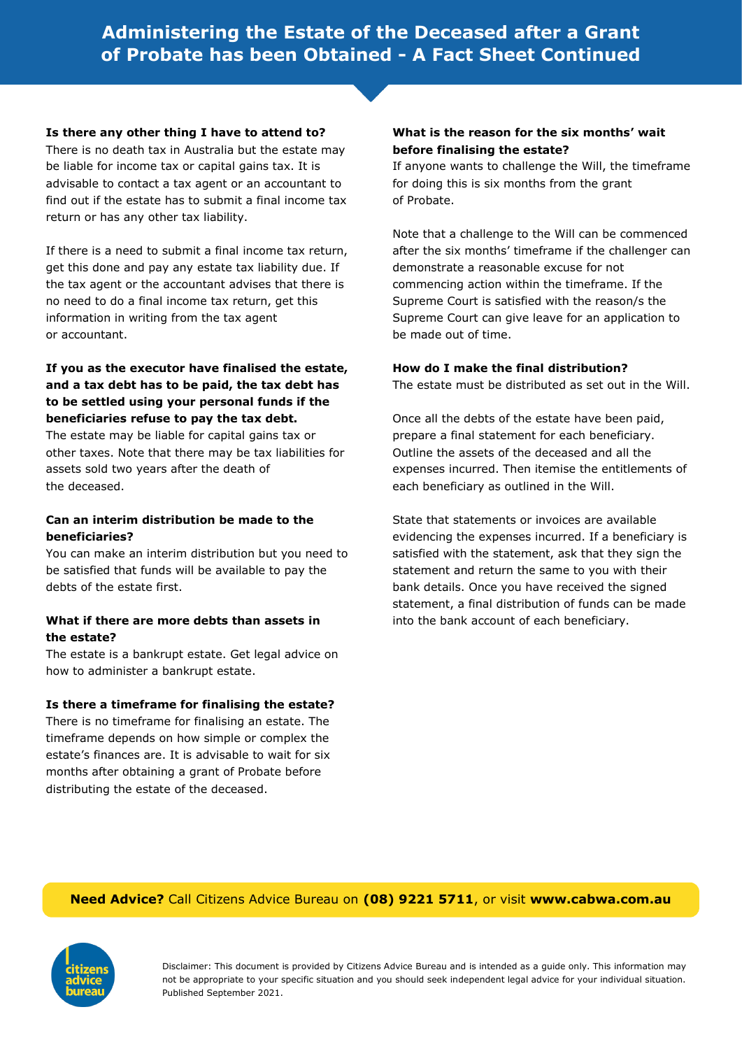# Administering the Estate of the Deceased after a Grant of Probate has been Obtained - A Fact Sheet Continued

**Is there any other thing I have to attend to?**

There is no death tax in Australia but the estate may be liable for income tax or capital gains tax. It is advisable to contact a tax agent or an accountant to find out if the estate has to submit a final income tax return or has any other tax liability.

If there is a need to submit a final income tax return, get this done and pay any estate tax liability due. If the tax agent or the accountant advises that there is no need to do a final income tax return, get this information in writing from the tax agent or accountant.

**If you as the executor have finalised the estate, and a tax debt has to be paid, the tax debt has to be settled using your personal funds if the beneficiaries refuse to pay the tax debt.**

The estate may be liable for capital gains tax or other taxes. Note that there may be tax liabilities for assets sold two years after the death of the deceased.

**Can an interim distribution be made to the beneficiaries?**

You can make an interim distribution but you need to be satisfied that funds will be available to pay the debts of the estate first.

**What if there are more debts than assets in the estate?**

The estate is a bankrupt estate. Get legal advice on how to administer a bankrupt estate.

**Is there a timeframe for finalising the estate?**

There is no timeframe for finalising an estate. The timeframe depends on how simple or complex the estate's finances are. It is advisable to wait for six months after obtaining a grant of Probate before distributing the estate of the deceased.

**What is the reason for the six months' wait before finalising the estate?**

If anyone wants to challenge the Will, the timeframe for doing this is six months from the grant of Probate.

Note that a challenge to the Will can be commenced after the six months' timeframe if the challenger can demonstrate a reasonable excuse for not commencing action within the timeframe. If the Supreme Court is satisfied with the reason/s the Supreme Court can give leave for an application to be made out of time.

**How do I make the final distribution?**

The estate must be distributed as set out in the Will.

Once all the debts of the estate have been paid, prepare a final statement for each beneficiary. Outline the assets of the deceased and all the expenses incurred. Then itemise the entitlements of each beneficiary as outlined in the Will.

State that statements or invoices are available evidencing the expenses incurred. If a beneficiary is satisfied with the statement, ask that they sign the statement and return the same to you with their bank details. Once you have received the signed statement, a final distribution of funds can be made into the bank account of each beneficiary.

**Need Advice?** Call Citizens Advice Bureau on **(08) 9221 5711**, or visit **www.cabwa.com.au**

citizens advice bureau

Disclaimer: This document is provided by Citizens Advice Bureau and is intended as a guide only. This information may not be appropriate to your specific situation and you should seek independent legal advice for your individual situation. Published September 2021.